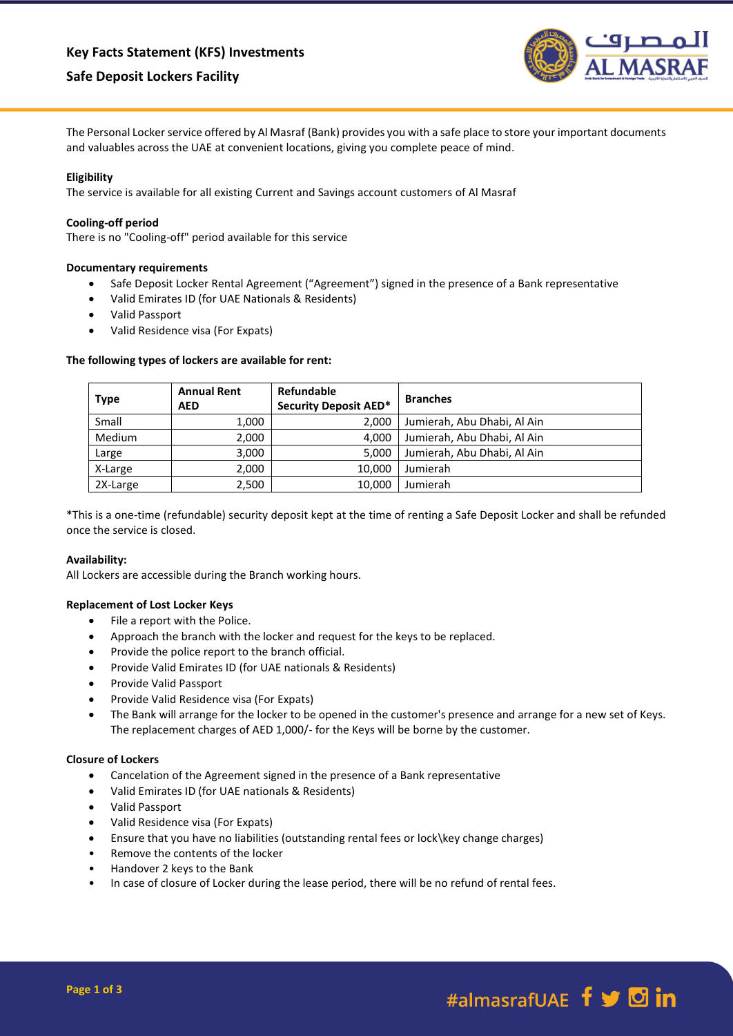# Key Facts Statement (KFS) Investments

## Safe Deposit Lockers Facility

The Personal Locker service offered by Al Masraf (Bank) provides you with a safe place to store your important documents and valuables across the UAE at convenient locations, giving you complete peace of mind.

**Eligibility**

The service is available for all existing Current and Savings account customers of Al Masraf

**Cooling-off period**

There is no "Cooling-off" period available for this service

**Documentary requirements**

- Safe Deposit Locker Rental Agreement ("Agreement") signed in the presence of a Bank representative
- Valid Emirates ID (for UAE Nationals & Residents)
- Valid Passport
- Valid Residence visa (For Expats)

**The following types of lockers are available for rent:**

| Type | Annual Rent AED | Refundable Security Deposit AED* | Branches |
|---|---|---|---|
| Small | 1,000 | 2,000 | Jumierah, Abu Dhabi, Al Ain |
| Medium | 2,000 | 4,000 | Jumierah, Abu Dhabi, Al Ain |
| Large | 3,000 | 5,000 | Jumierah, Abu Dhabi, Al Ain |
| X-Large | 2,000 | 10,000 | Jumierah |
| 2X-Large | 2,500 | 10,000 | Jumierah |

*This is a one-time (refundable) security deposit kept at the time of renting a Safe Deposit Locker and shall be refunded once the service is closed.

**Availability:**

All Lockers are accessible during the Branch working hours.

**Replacement of Lost Locker Keys**

- File a report with the Police.
- Approach the branch with the locker and request for the keys to be replaced.
- Provide the police report to the branch official.
- Provide Valid Emirates ID (for UAE nationals & Residents)
- Provide Valid Passport
- Provide Valid Residence visa (For Expats)
- The Bank will arrange for the locker to be opened in the customer's presence and arrange for a new set of Keys. The replacement charges of AED 1,000/- for the Keys will be borne by the customer.

**Closure of Lockers**

- Cancelation of the Agreement signed in the presence of a Bank representative
- Valid Emirates ID (for UAE nationals & Residents)
- Valid Passport
- Valid Residence visa (For Expats)
- Ensure that you have no liabilities (outstanding rental fees or lock\key change charges)
- Remove the contents of the locker
- Handover 2 keys to the Bank
- In case of closure of Locker during the lease period, there will be no refund of rental fees.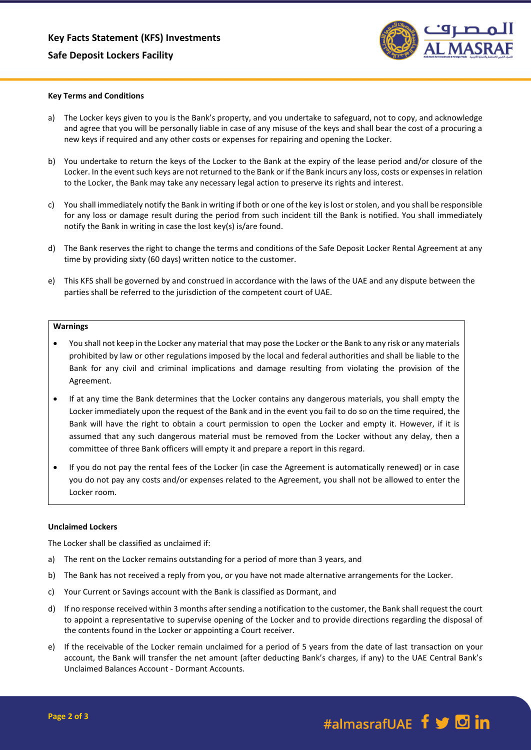### Key Terms and Conditions

a) The Locker keys given to you is the Bank's property, and you undertake to safeguard, not to copy, and acknowledge and agree that you will be personally liable in case of any misuse of the keys and shall bear the cost of a procuring a new keys if required and any other costs or expenses for repairing and opening the Locker.

b) You undertake to return the keys of the Locker to the Bank at the expiry of the lease period and/or closure of the Locker. In the event such keys are not returned to the Bank or if the Bank incurs any loss, costs or expenses in relation to the Locker, the Bank may take any necessary legal action to preserve its rights and interest.

c) You shall immediately notify the Bank in writing if both or one of the key is lost or stolen, and you shall be responsible for any loss or damage result during the period from such incident till the Bank is notified. You shall immediately notify the Bank in writing in case the lost key(s) is/are found.

d) The Bank reserves the right to change the terms and conditions of the Safe Deposit Locker Rental Agreement at any time by providing sixty (60 days) written notice to the customer.

e) This KFS shall be governed by and construed in accordance with the laws of the UAE and any dispute between the parties shall be referred to the jurisdiction of the competent court of UAE.

**Warnings**

- You shall not keep in the Locker any material that may pose the Locker or the Bank to any risk or any materials prohibited by law or other regulations imposed by the local and federal authorities and shall be liable to the Bank for any civil and criminal implications and damage resulting from violating the provision of the Agreement.
- If at any time the Bank determines that the Locker contains any dangerous materials, you shall empty the Locker immediately upon the request of the Bank and in the event you fail to do so on the time required, the Bank will have the right to obtain a court permission to open the Locker and empty it. However, if it is assumed that any such dangerous material must be removed from the Locker without any delay, then a committee of three Bank officers will empty it and prepare a report in this regard.
- If you do not pay the rental fees of the Locker (in case the Agreement is automatically renewed) or in case you do not pay any costs and/or expenses related to the Agreement, you shall not be allowed to enter the Locker room.

### Unclaimed Lockers

The Locker shall be classified as unclaimed if:

a) The rent on the Locker remains outstanding for a period of more than 3 years, and

b) The Bank has not received a reply from you, or you have not made alternative arrangements for the Locker.

c) Your Current or Savings account with the Bank is classified as Dormant, and

d) If no response received within 3 months after sending a notification to the customer, the Bank shall request the court to appoint a representative to supervise opening of the Locker and to provide directions regarding the disposal of the contents found in the Locker or appointing a Court receiver.

e) If the receivable of the Locker remain unclaimed for a period of 5 years from the date of last transaction on your account, the Bank will transfer the net amount (after deducting Bank's charges, if any) to the UAE Central Bank's Unclaimed Balances Account - Dormant Accounts.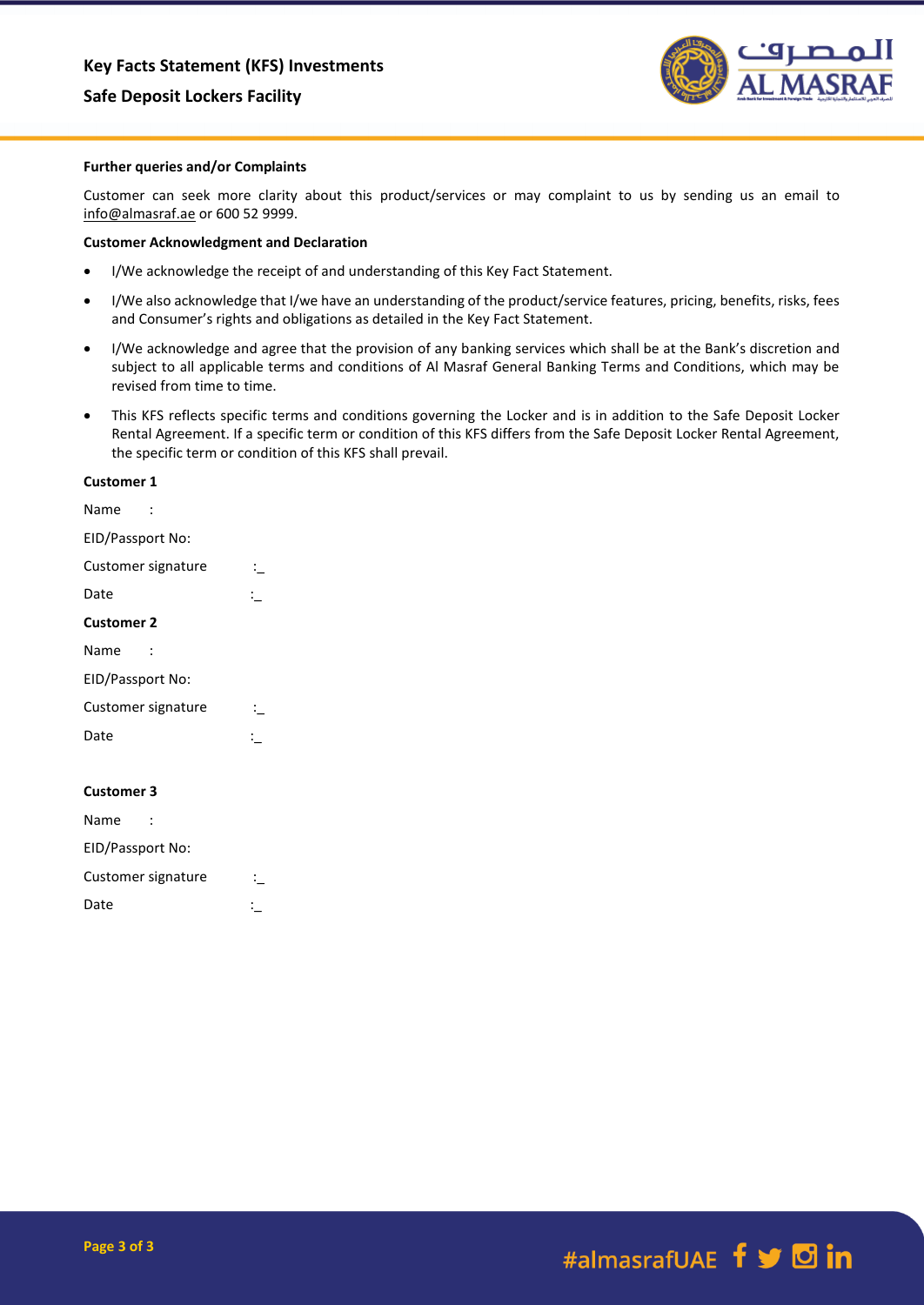**Further queries and/or Complaints**

Customer can seek more clarity about this product/services or may complaint to us by sending us an email to info@almasraf.ae or 600 52 9999.

**Customer Acknowledgment and Declaration**

- I/We acknowledge the receipt of and understanding of this Key Fact Statement.
- I/We also acknowledge that I/we have an understanding of the product/service features, pricing, benefits, risks, fees and Consumer's rights and obligations as detailed in the Key Fact Statement.
- I/We acknowledge and agree that the provision of any banking services which shall be at the Bank's discretion and subject to all applicable terms and conditions of Al Masraf General Banking Terms and Conditions, which may be revised from time to time.
- This KFS reflects specific terms and conditions governing the Locker and is in addition to the Safe Deposit Locker Rental Agreement. If a specific term or condition of this KFS differs from the Safe Deposit Locker Rental Agreement, the specific term or condition of this KFS shall prevail.

**Customer 1**

Name :

EID/Passport No:

Customer signature :_

Date :_

**Customer 2**

Name :

EID/Passport No:

Customer signature :_

Date :_

**Customer 3**

Name :

EID/Passport No:

Customer signature :_

Date :_